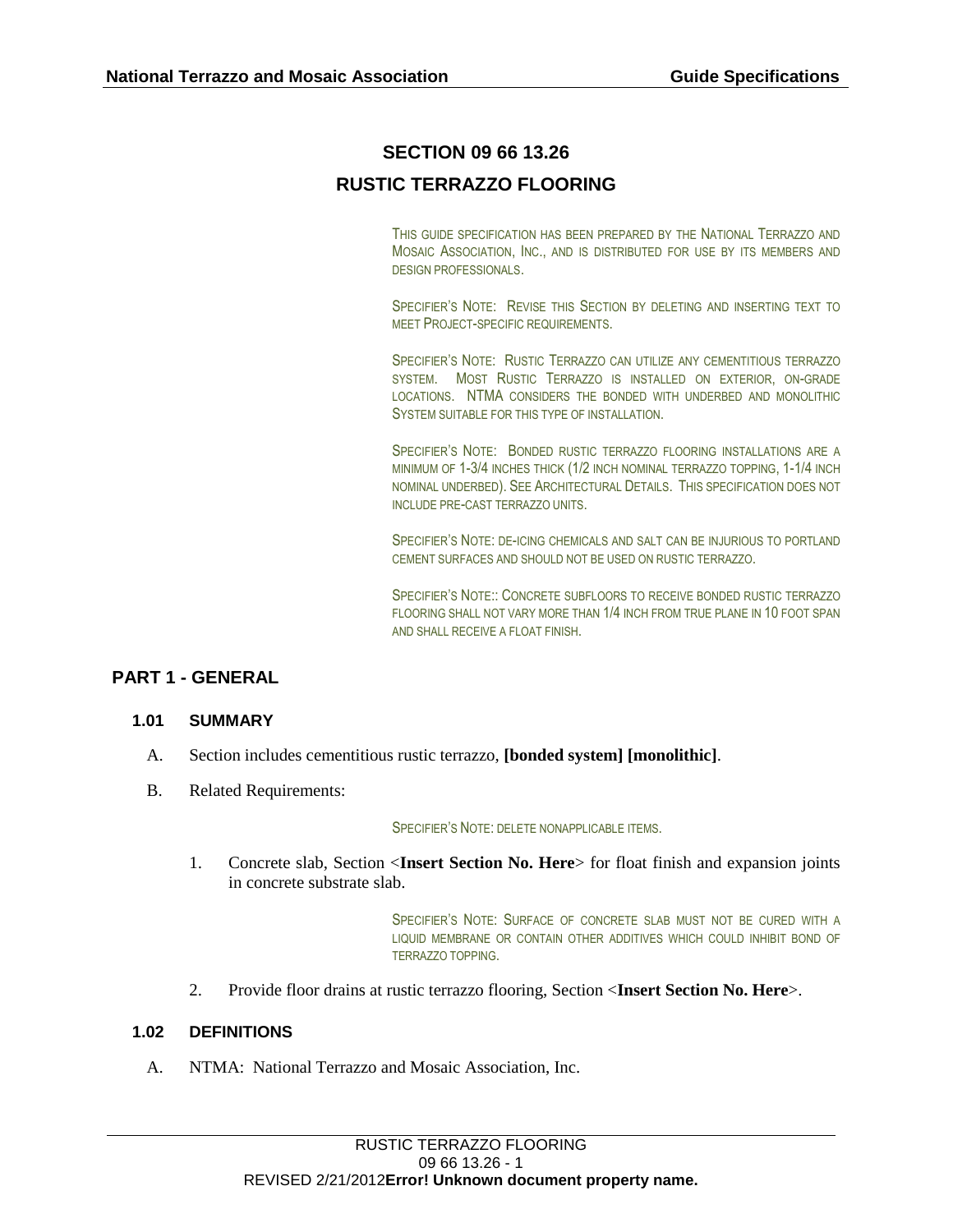# SECTION 09 66 13.26

# RUSTIC TERRAZZO FLOORING

THIS GUIDE SPECIFICATION HAS BEEN PREPARED BY THE NATIONAL TERRAZZO AND MOSAIC ASSOCIATION, INC., AND IS DISTRIBUTED FOR USE BY ITS MEMBERS AND DESIGN PROFESSIONALS.

SPECIFIER'S NOTE: REVISE THIS SECTION BY DELETING AND INSERTING TEXT TO MEET PROJECT-SPECIFIC REQUIREMENTS.

SPECIFIER'S NOTE: RUSTIC TERRAZZO CAN UTILIZE ANY CEMENTITIOUS TERRAZZO SYSTEM. MOST RUSTIC TERRAZZO IS INSTALLED ON EXTERIOR, ON-GRADE LOCATIONS. NTMA CONSIDERS THE BONDED WITH UNDERBED AND MONOLITHIC SYSTEM SUITABLE FOR THIS TYPE OF INSTALLATION.

SPECIFIER'S NOTE: BONDED RUSTIC TERRAZZO FLOORING INSTALLATIONS ARE A MINIMUM OF 1-3/4 INCHES THICK (1/2 INCH NOMINAL TERRAZZO TOPPING, 1-1/4 INCH NOMINAL UNDERBED). SEE ARCHITECTURAL DETAILS. THIS SPECIFICATION DOES NOT INCLUDE PRE-CAST TERRAZZO UNITS.

SPECIFIER'S NOTE: DE-ICING CHEMICALS AND SALT CAN BE INJURIOUS TO PORTLAND CEMENT SURFACES AND SHOULD NOT BE USED ON RUSTIC TERRAZZO.

SPECIFIER'S NOTE:: CONCRETE SUBFLOORS TO RECEIVE BONDED RUSTIC TERRAZZO FLOORING SHALL NOT VARY MORE THAN 1/4 INCH FROM TRUE PLANE IN 10 FOOT SPAN AND SHALL RECEIVE A FLOAT FINISH.

## PART 1 - GENERAL

### 1.01 SUMMARY

A. Section includes cementitious rustic terrazzo, **[bonded system] [monolithic]**.

B. Related Requirements:

SPECIFIER'S NOTE: DELETE NONAPPLICABLE ITEMS.

1. Concrete slab, Section <**Insert Section No. Here**> for float finish and expansion joints in concrete substrate slab.

   SPECIFIER'S NOTE: SURFACE OF CONCRETE SLAB MUST NOT BE CURED WITH A LIQUID MEMBRANE OR CONTAIN OTHER ADDITIVES WHICH COULD INHIBIT BOND OF TERRAZZO TOPPING.

2. Provide floor drains at rustic terrazzo flooring, Section <**Insert Section No. Here**>.

### 1.02 DEFINITIONS

A. NTMA: National Terrazzo and Mosaic Association, Inc.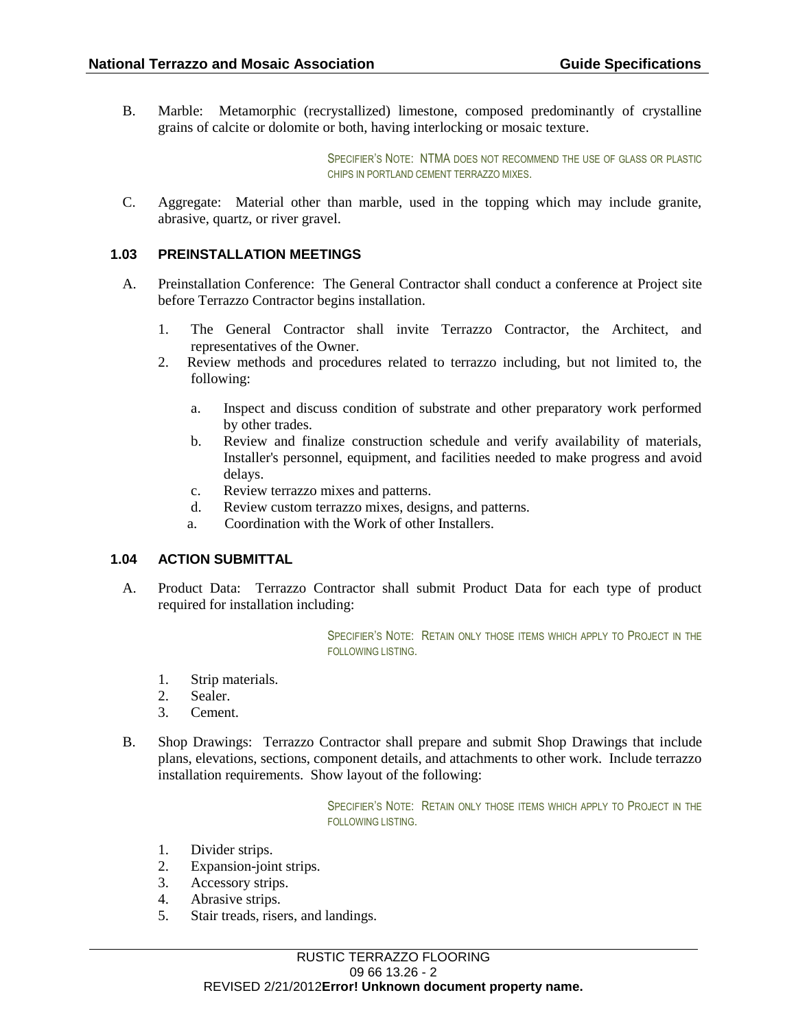B. Marble: Metamorphic (recrystallized) limestone, composed predominantly of crystalline grains of calcite or dolomite or both, having interlocking or mosaic texture.

SPECIFIER'S NOTE: NTMA DOES NOT RECOMMEND THE USE OF GLASS OR PLASTIC CHIPS IN PORTLAND CEMENT TERRAZZO MIXES.

C. Aggregate: Material other than marble, used in the topping which may include granite, abrasive, quartz, or river gravel.

### 1.03 PREINSTALLATION MEETINGS

A. Preinstallation Conference: The General Contractor shall conduct a conference at Project site before Terrazzo Contractor begins installation.

1. The General Contractor shall invite Terrazzo Contractor, the Architect, and representatives of the Owner.
2. Review methods and procedures related to terrazzo including, but not limited to, the following:
   a. Inspect and discuss condition of substrate and other preparatory work performed by other trades.
   b. Review and finalize construction schedule and verify availability of materials, Installer's personnel, equipment, and facilities needed to make progress and avoid delays.
   c. Review terrazzo mixes and patterns.
   d. Review custom terrazzo mixes, designs, and patterns.
   a. Coordination with the Work of other Installers.

### 1.04 ACTION SUBMITTAL

A. Product Data: Terrazzo Contractor shall submit Product Data for each type of product required for installation including:

SPECIFIER'S NOTE: RETAIN ONLY THOSE ITEMS WHICH APPLY TO PROJECT IN THE FOLLOWING LISTING.

1. Strip materials.
2. Sealer.
3. Cement.

B. Shop Drawings: Terrazzo Contractor shall prepare and submit Shop Drawings that include plans, elevations, sections, component details, and attachments to other work. Include terrazzo installation requirements. Show layout of the following:

SPECIFIER'S NOTE: RETAIN ONLY THOSE ITEMS WHICH APPLY TO PROJECT IN THE FOLLOWING LISTING.

1. Divider strips.
2. Expansion-joint strips.
3. Accessory strips.
4. Abrasive strips.
5. Stair treads, risers, and landings.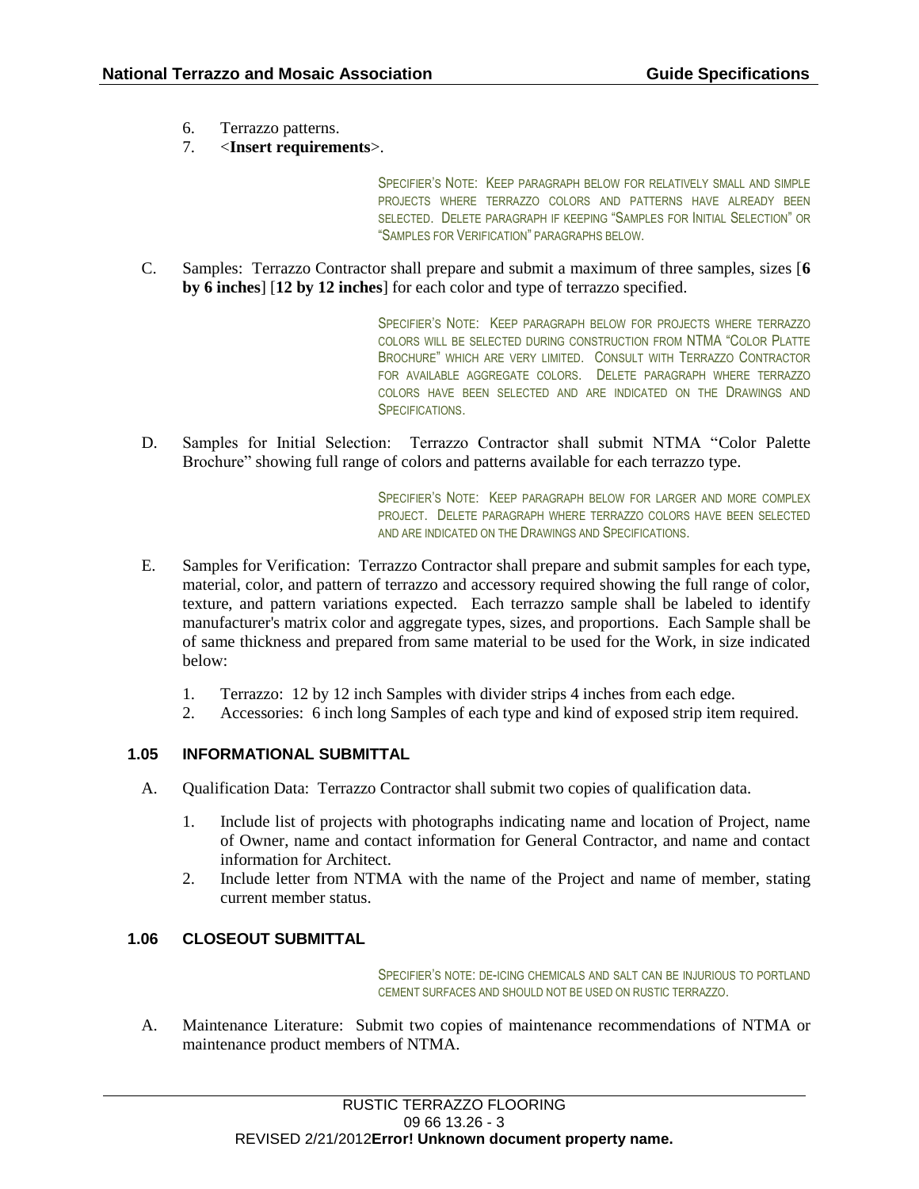6. Terrazzo patterns.
7. <**Insert requirements**>.

SPECIFIER'S NOTE: KEEP PARAGRAPH BELOW FOR RELATIVELY SMALL AND SIMPLE PROJECTS WHERE TERRAZZO COLORS AND PATTERNS HAVE ALREADY BEEN SELECTED. DELETE PARAGRAPH IF KEEPING "SAMPLES FOR INITIAL SELECTION" OR "SAMPLES FOR VERIFICATION" PARAGRAPHS BELOW.

C. Samples: Terrazzo Contractor shall prepare and submit a maximum of three samples, sizes [**6 by 6 inches**] [**12 by 12 inches**] for each color and type of terrazzo specified.

SPECIFIER'S NOTE: KEEP PARAGRAPH BELOW FOR PROJECTS WHERE TERRAZZO COLORS WILL BE SELECTED DURING CONSTRUCTION FROM NTMA "COLOR PLATTE BROCHURE" WHICH ARE VERY LIMITED. CONSULT WITH TERRAZZO CONTRACTOR FOR AVAILABLE AGGREGATE COLORS. DELETE PARAGRAPH WHERE TERRAZZO COLORS HAVE BEEN SELECTED AND ARE INDICATED ON THE DRAWINGS AND SPECIFICATIONS.

D. Samples for Initial Selection: Terrazzo Contractor shall submit NTMA "Color Palette Brochure" showing full range of colors and patterns available for each terrazzo type.

SPECIFIER'S NOTE: KEEP PARAGRAPH BELOW FOR LARGER AND MORE COMPLEX PROJECT. DELETE PARAGRAPH WHERE TERRAZZO COLORS HAVE BEEN SELECTED AND ARE INDICATED ON THE DRAWINGS AND SPECIFICATIONS.

E. Samples for Verification: Terrazzo Contractor shall prepare and submit samples for each type, material, color, and pattern of terrazzo and accessory required showing the full range of color, texture, and pattern variations expected. Each terrazzo sample shall be labeled to identify manufacturer's matrix color and aggregate types, sizes, and proportions. Each Sample shall be of same thickness and prepared from same material to be used for the Work, in size indicated below:

1. Terrazzo: 12 by 12 inch Samples with divider strips 4 inches from each edge.
2. Accessories: 6 inch long Samples of each type and kind of exposed strip item required.

### 1.05 INFORMATIONAL SUBMITTAL

A. Qualification Data: Terrazzo Contractor shall submit two copies of qualification data.

1. Include list of projects with photographs indicating name and location of Project, name of Owner, name and contact information for General Contractor, and name and contact information for Architect.
2. Include letter from NTMA with the name of the Project and name of member, stating current member status.

### 1.06 CLOSEOUT SUBMITTAL

SPECIFIER'S NOTE: DE-ICING CHEMICALS AND SALT CAN BE INJURIOUS TO PORTLAND CEMENT SURFACES AND SHOULD NOT BE USED ON RUSTIC TERRAZZO.

A. Maintenance Literature: Submit two copies of maintenance recommendations of NTMA or maintenance product members of NTMA.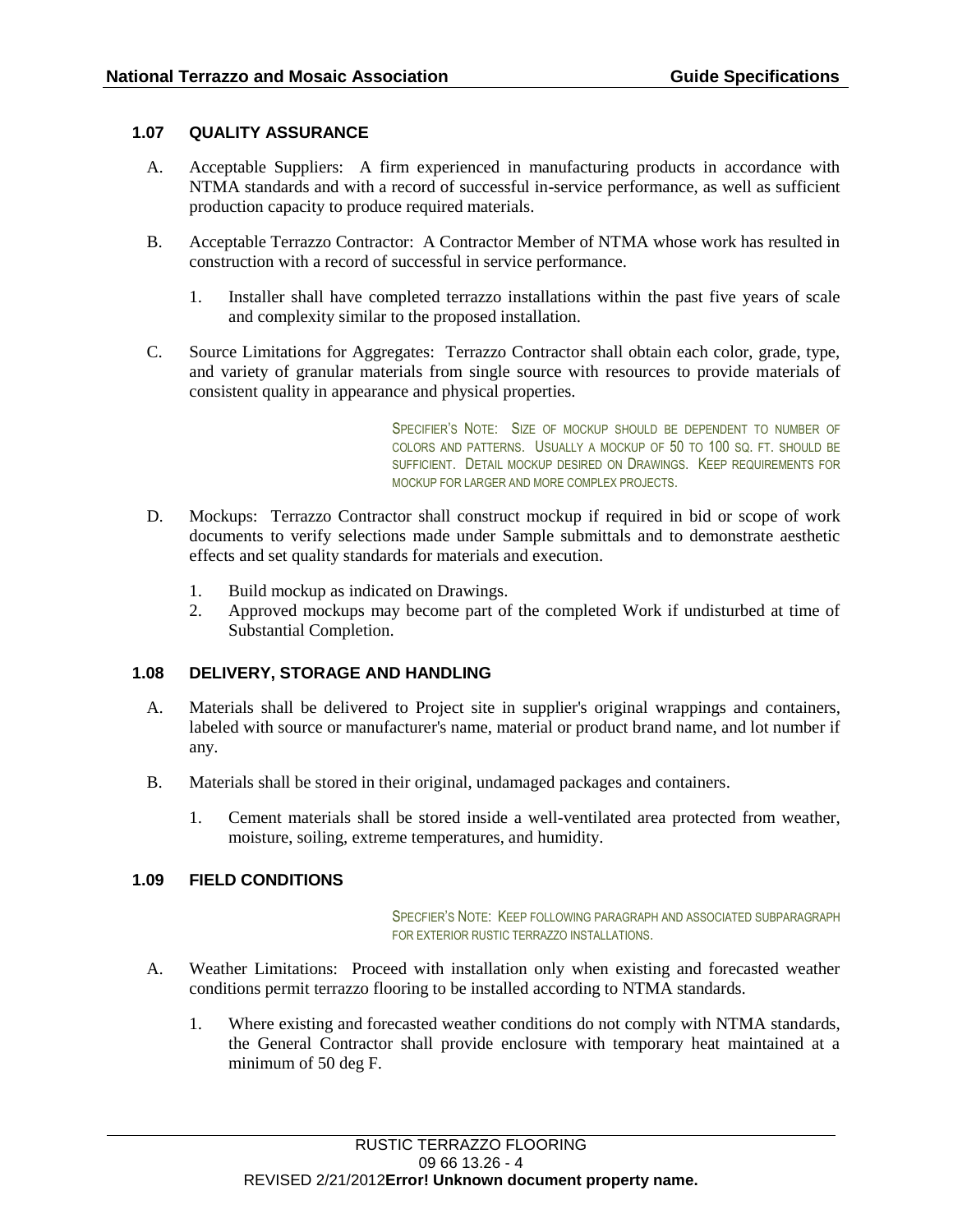### 1.07 QUALITY ASSURANCE

A. Acceptable Suppliers: A firm experienced in manufacturing products in accordance with NTMA standards and with a record of successful in-service performance, as well as sufficient production capacity to produce required materials.

B. Acceptable Terrazzo Contractor: A Contractor Member of NTMA whose work has resulted in construction with a record of successful in service performance.

   1. Installer shall have completed terrazzo installations within the past five years of scale and complexity similar to the proposed installation.

C. Source Limitations for Aggregates: Terrazzo Contractor shall obtain each color, grade, type, and variety of granular materials from single source with resources to provide materials of consistent quality in appearance and physical properties.

> SPECIFIER'S NOTE: SIZE OF MOCKUP SHOULD BE DEPENDENT TO NUMBER OF COLORS AND PATTERNS. USUALLY A MOCKUP OF 50 TO 100 SQ. FT. SHOULD BE SUFFICIENT. DETAIL MOCKUP DESIRED ON DRAWINGS. KEEP REQUIREMENTS FOR MOCKUP FOR LARGER AND MORE COMPLEX PROJECTS.

D. Mockups: Terrazzo Contractor shall construct mockup if required in bid or scope of work documents to verify selections made under Sample submittals and to demonstrate aesthetic effects and set quality standards for materials and execution.

   1. Build mockup as indicated on Drawings.
   2. Approved mockups may become part of the completed Work if undisturbed at time of Substantial Completion.

### 1.08 DELIVERY, STORAGE AND HANDLING

A. Materials shall be delivered to Project site in supplier's original wrappings and containers, labeled with source or manufacturer's name, material or product brand name, and lot number if any.

B. Materials shall be stored in their original, undamaged packages and containers.

   1. Cement materials shall be stored inside a well-ventilated area protected from weather, moisture, soiling, extreme temperatures, and humidity.

### 1.09 FIELD CONDITIONS

> SPECFIER'S NOTE: KEEP FOLLOWING PARAGRAPH AND ASSOCIATED SUBPARAGRAPH FOR EXTERIOR RUSTIC TERRAZZO INSTALLATIONS.

A. Weather Limitations: Proceed with installation only when existing and forecasted weather conditions permit terrazzo flooring to be installed according to NTMA standards.

   1. Where existing and forecasted weather conditions do not comply with NTMA standards, the General Contractor shall provide enclosure with temporary heat maintained at a minimum of 50 deg F.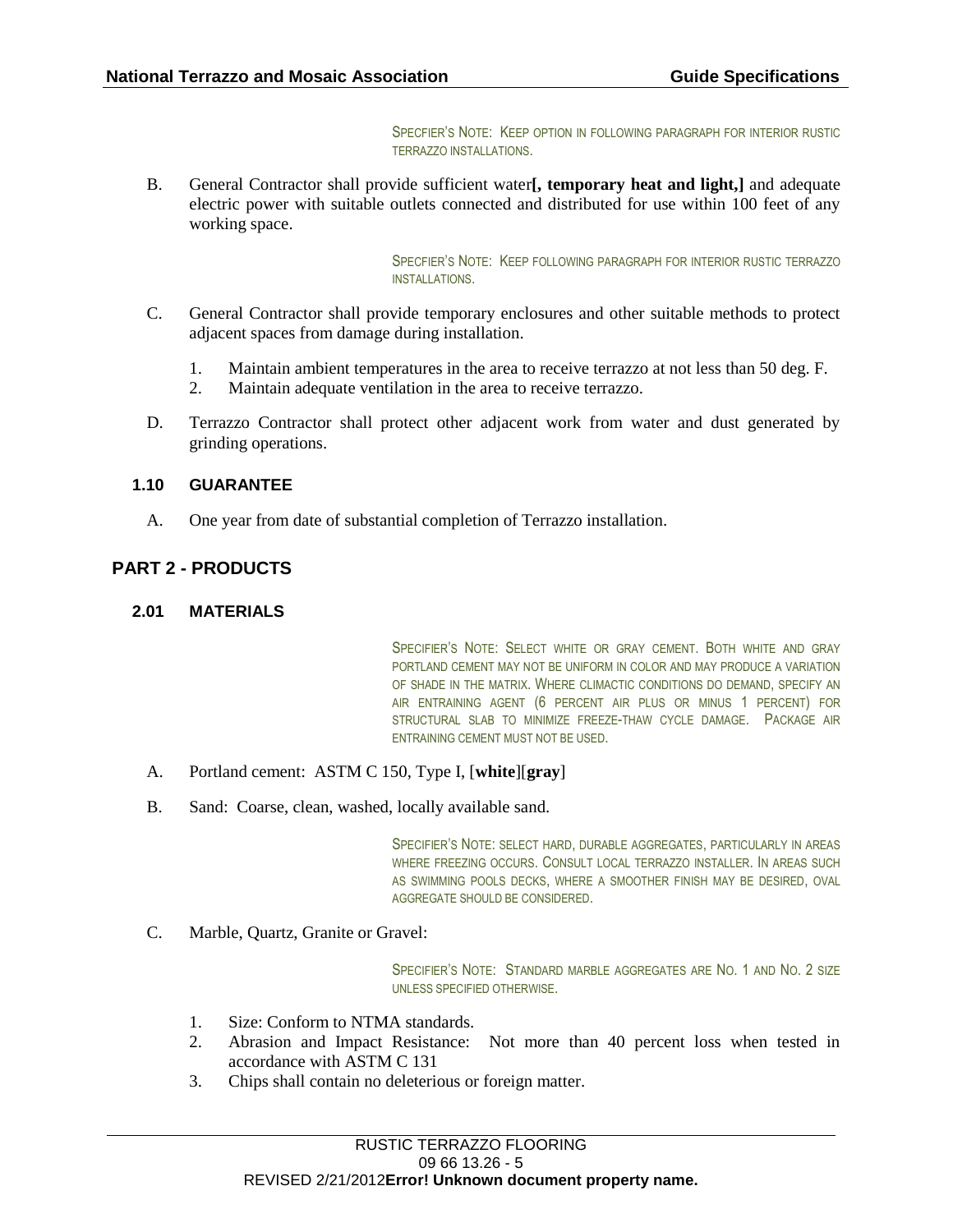SPECFIER'S NOTE: KEEP OPTION IN FOLLOWING PARAGRAPH FOR INTERIOR RUSTIC TERRAZZO INSTALLATIONS.

B. General Contractor shall provide sufficient water**[, temporary heat and light,]** and adequate electric power with suitable outlets connected and distributed for use within 100 feet of any working space.

SPECFIER'S NOTE: KEEP FOLLOWING PARAGRAPH FOR INTERIOR RUSTIC TERRAZZO INSTALLATIONS.

C. General Contractor shall provide temporary enclosures and other suitable methods to protect adjacent spaces from damage during installation.

1. Maintain ambient temperatures in the area to receive terrazzo at not less than 50 deg. F.
2. Maintain adequate ventilation in the area to receive terrazzo.

D. Terrazzo Contractor shall protect other adjacent work from water and dust generated by grinding operations.

### 1.10 GUARANTEE

A. One year from date of substantial completion of Terrazzo installation.

## PART 2 - PRODUCTS

### 2.01 MATERIALS

SPECIFIER'S NOTE: SELECT WHITE OR GRAY CEMENT. BOTH WHITE AND GRAY PORTLAND CEMENT MAY NOT BE UNIFORM IN COLOR AND MAY PRODUCE A VARIATION OF SHADE IN THE MATRIX. WHERE CLIMACTIC CONDITIONS DO DEMAND, SPECIFY AN AIR ENTRAINING AGENT (6 PERCENT AIR PLUS OR MINUS 1 PERCENT) FOR STRUCTURAL SLAB TO MINIMIZE FREEZE-THAW CYCLE DAMAGE. PACKAGE AIR ENTRAINING CEMENT MUST NOT BE USED.

A. Portland cement: ASTM C 150, Type I, [**white**][**gray**]

B. Sand: Coarse, clean, washed, locally available sand.

SPECIFIER'S NOTE: SELECT HARD, DURABLE AGGREGATES, PARTICULARLY IN AREAS WHERE FREEZING OCCURS. CONSULT LOCAL TERRAZZO INSTALLER. IN AREAS SUCH AS SWIMMING POOLS DECKS, WHERE A SMOOTHER FINISH MAY BE DESIRED, OVAL AGGREGATE SHOULD BE CONSIDERED.

C. Marble, Quartz, Granite or Gravel:

SPECIFIER'S NOTE: STANDARD MARBLE AGGREGATES ARE NO. 1 AND NO. 2 SIZE UNLESS SPECIFIED OTHERWISE.

1. Size: Conform to NTMA standards.
2. Abrasion and Impact Resistance: Not more than 40 percent loss when tested in accordance with ASTM C 131
3. Chips shall contain no deleterious or foreign matter.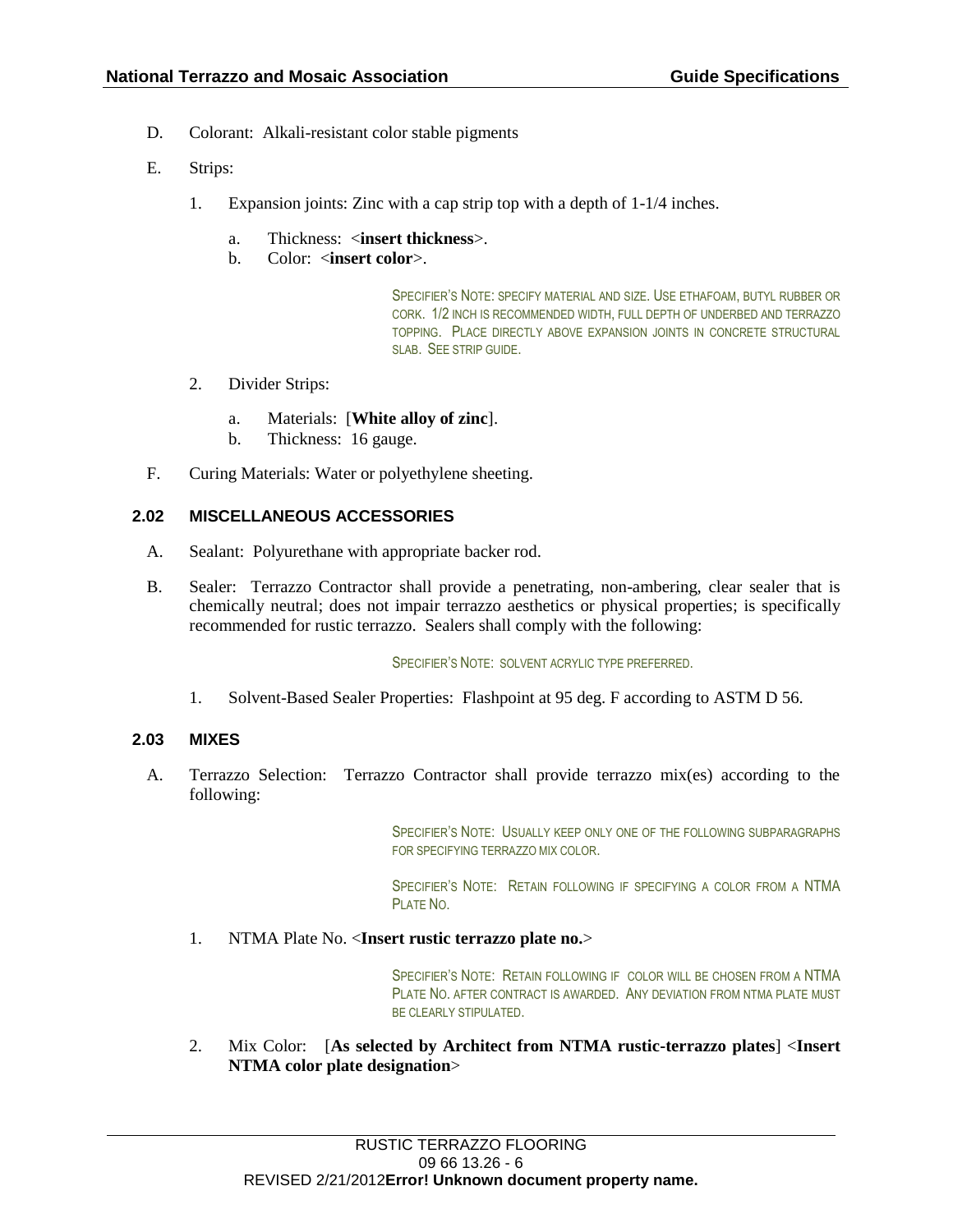D. Colorant: Alkali-resistant color stable pigments

E. Strips:

1. Expansion joints: Zinc with a cap strip top with a depth of 1-1/4 inches.

   a. Thickness: <**insert thickness**>.

   b. Color: <**insert color**>.

SPECIFIER'S NOTE: SPECIFY MATERIAL AND SIZE. USE ETHAFOAM, BUTYL RUBBER OR CORK. 1/2 INCH IS RECOMMENDED WIDTH, FULL DEPTH OF UNDERBED AND TERRAZZO TOPPING. PLACE DIRECTLY ABOVE EXPANSION JOINTS IN CONCRETE STRUCTURAL SLAB. SEE STRIP GUIDE.

2. Divider Strips:

   a. Materials: [**White alloy of zinc**].

   b. Thickness: 16 gauge.

F. Curing Materials: Water or polyethylene sheeting.

### 2.02 MISCELLANEOUS ACCESSORIES

A. Sealant: Polyurethane with appropriate backer rod.

B. Sealer: Terrazzo Contractor shall provide a penetrating, non-ambering, clear sealer that is chemically neutral; does not impair terrazzo aesthetics or physical properties; is specifically recommended for rustic terrazzo. Sealers shall comply with the following:

SPECIFIER'S NOTE: SOLVENT ACRYLIC TYPE PREFERRED.

1. Solvent-Based Sealer Properties: Flashpoint at 95 deg. F according to ASTM D 56.

### 2.03 MIXES

A. Terrazzo Selection: Terrazzo Contractor shall provide terrazzo mix(es) according to the following:

SPECIFIER'S NOTE: USUALLY KEEP ONLY ONE OF THE FOLLOWING SUBPARAGRAPHS FOR SPECIFYING TERRAZZO MIX COLOR.

SPECIFIER'S NOTE: RETAIN FOLLOWING IF SPECIFYING A COLOR FROM A NTMA PLATE NO.

1. NTMA Plate No. <**Insert rustic terrazzo plate no.**>

SPECIFIER'S NOTE: RETAIN FOLLOWING IF COLOR WILL BE CHOSEN FROM A NTMA PLATE NO. AFTER CONTRACT IS AWARDED. ANY DEVIATION FROM NTMA PLATE MUST BE CLEARLY STIPULATED.

2. Mix Color: [**As selected by Architect from NTMA rustic-terrazzo plates**] <**Insert NTMA color plate designation**>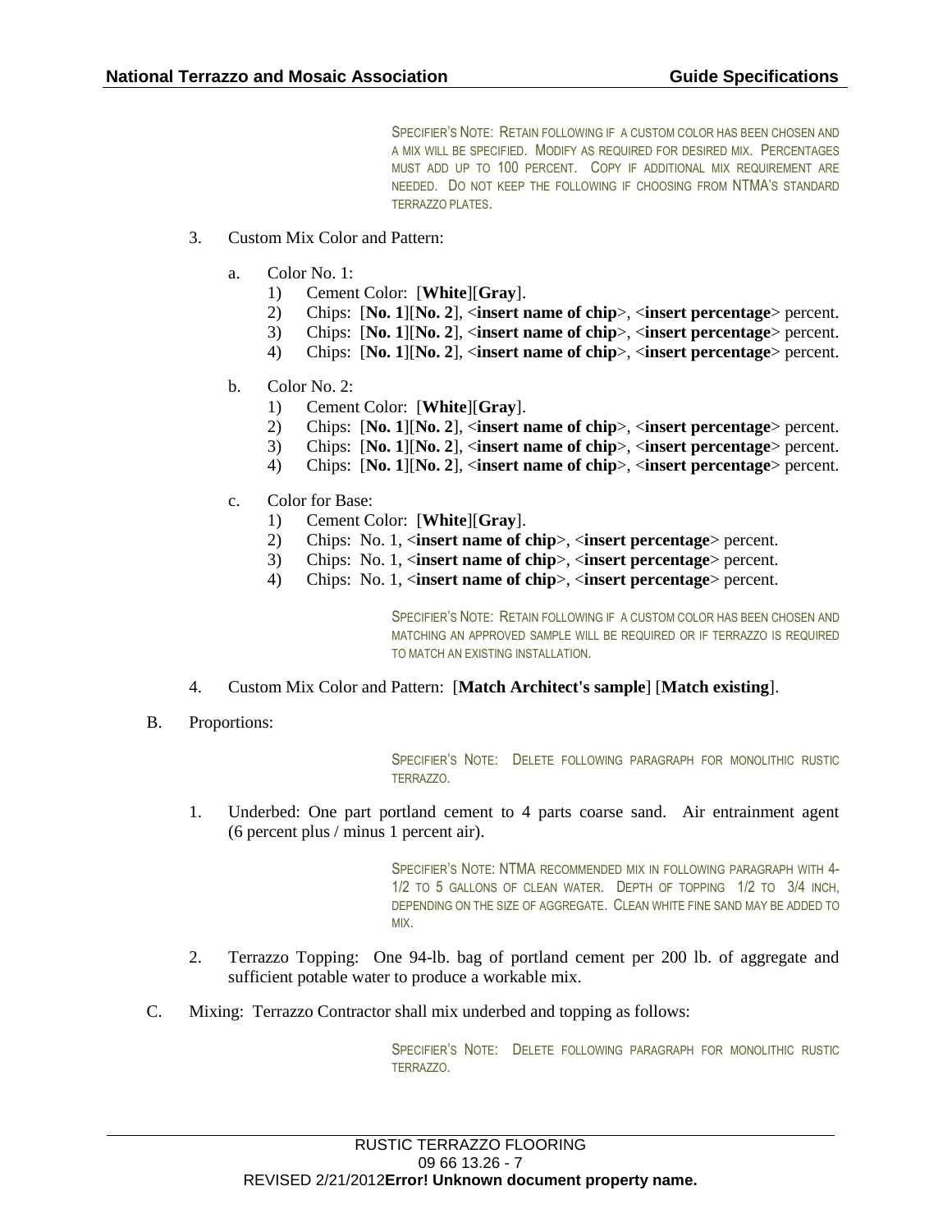SPECIFIER'S NOTE: RETAIN FOLLOWING IF A CUSTOM COLOR HAS BEEN CHOSEN AND A MIX WILL BE SPECIFIED. MODIFY AS REQUIRED FOR DESIRED MIX. PERCENTAGES MUST ADD UP TO 100 PERCENT. COPY IF ADDITIONAL MIX REQUIREMENT ARE NEEDED. DO NOT KEEP THE FOLLOWING IF CHOOSING FROM NTMA'S STANDARD TERRAZZO PLATES.

3. Custom Mix Color and Pattern:

   a. Color No. 1:
      1) Cement Color: [**White**][**Gray**].
      2) Chips: [**No. 1**][**No. 2**], <**insert name of chip**>, <**insert percentage**> percent.
      3) Chips: [**No. 1**][**No. 2**], <**insert name of chip**>, <**insert percentage**> percent.
      4) Chips: [**No. 1**][**No. 2**], <**insert name of chip**>, <**insert percentage**> percent.

   b. Color No. 2:
      1) Cement Color: [**White**][**Gray**].
      2) Chips: [**No. 1**][**No. 2**], <**insert name of chip**>, <**insert percentage**> percent.
      3) Chips: [**No. 1**][**No. 2**], <**insert name of chip**>, <**insert percentage**> percent.
      4) Chips: [**No. 1**][**No. 2**], <**insert name of chip**>, <**insert percentage**> percent.

   c. Color for Base:
      1) Cement Color: [**White**][**Gray**].
      2) Chips: No. 1, <**insert name of chip**>, <**insert percentage**> percent.
      3) Chips: No. 1, <**insert name of chip**>, <**insert percentage**> percent.
      4) Chips: No. 1, <**insert name of chip**>, <**insert percentage**> percent.

SPECIFIER'S NOTE: RETAIN FOLLOWING IF A CUSTOM COLOR HAS BEEN CHOSEN AND MATCHING AN APPROVED SAMPLE WILL BE REQUIRED OR IF TERRAZZO IS REQUIRED TO MATCH AN EXISTING INSTALLATION.

4. Custom Mix Color and Pattern: [**Match Architect's sample**] [**Match existing**].

B. Proportions:

SPECIFIER'S NOTE: DELETE FOLLOWING PARAGRAPH FOR MONOLITHIC RUSTIC TERRAZZO.

1. Underbed: One part portland cement to 4 parts coarse sand. Air entrainment agent (6 percent plus / minus 1 percent air).

SPECIFIER'S NOTE: NTMA RECOMMENDED MIX IN FOLLOWING PARAGRAPH WITH 4-1/2 TO 5 GALLONS OF CLEAN WATER. DEPTH OF TOPPING 1/2 TO 3/4 INCH, DEPENDING ON THE SIZE OF AGGREGATE. CLEAN WHITE FINE SAND MAY BE ADDED TO MIX.

2. Terrazzo Topping: One 94-lb. bag of portland cement per 200 lb. of aggregate and sufficient potable water to produce a workable mix.

C. Mixing: Terrazzo Contractor shall mix underbed and topping as follows:

SPECIFIER'S NOTE: DELETE FOLLOWING PARAGRAPH FOR MONOLITHIC RUSTIC TERRAZZO.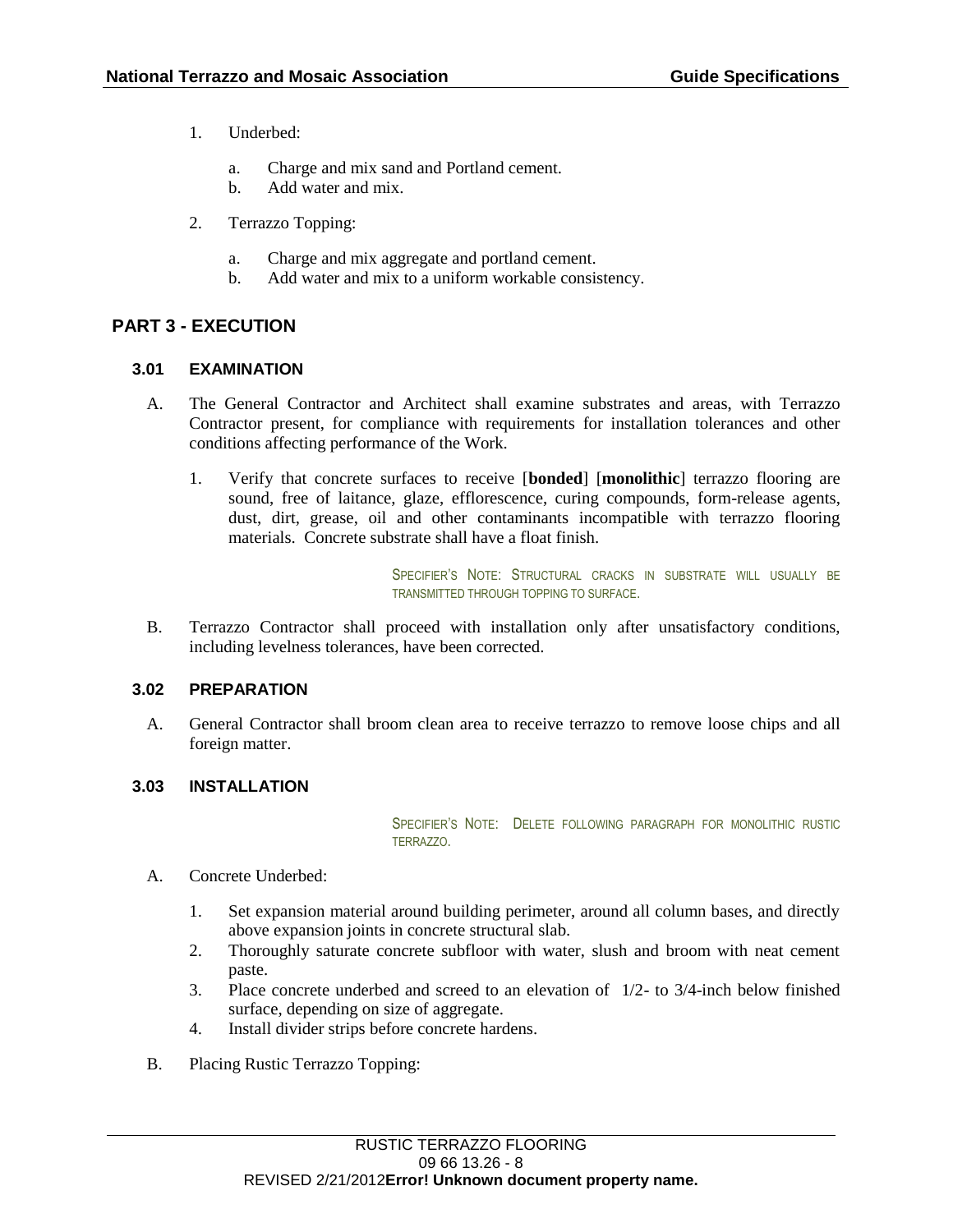1. Underbed:

    a. Charge and mix sand and Portland cement.
    b. Add water and mix.

2. Terrazzo Topping:

    a. Charge and mix aggregate and portland cement.
    b. Add water and mix to a uniform workable consistency.

## PART 3 - EXECUTION

### 3.01 EXAMINATION

A. The General Contractor and Architect shall examine substrates and areas, with Terrazzo Contractor present, for compliance with requirements for installation tolerances and other conditions affecting performance of the Work.

    1. Verify that concrete surfaces to receive [**bonded**] [**monolithic**] terrazzo flooring are sound, free of laitance, glaze, efflorescence, curing compounds, form-release agents, dust, dirt, grease, oil and other contaminants incompatible with terrazzo flooring materials. Concrete substrate shall have a float finish.

> SPECIFIER'S NOTE: STRUCTURAL CRACKS IN SUBSTRATE WILL USUALLY BE TRANSMITTED THROUGH TOPPING TO SURFACE.

B. Terrazzo Contractor shall proceed with installation only after unsatisfactory conditions, including levelness tolerances, have been corrected.

### 3.02 PREPARATION

A. General Contractor shall broom clean area to receive terrazzo to remove loose chips and all foreign matter.

### 3.03 INSTALLATION

> SPECIFIER'S NOTE: DELETE FOLLOWING PARAGRAPH FOR MONOLITHIC RUSTIC TERRAZZO.

A. Concrete Underbed:

    1. Set expansion material around building perimeter, around all column bases, and directly above expansion joints in concrete structural slab.
    2. Thoroughly saturate concrete subfloor with water, slush and broom with neat cement paste.
    3. Place concrete underbed and screed to an elevation of 1/2- to 3/4-inch below finished surface, depending on size of aggregate.
    4. Install divider strips before concrete hardens.

B. Placing Rustic Terrazzo Topping: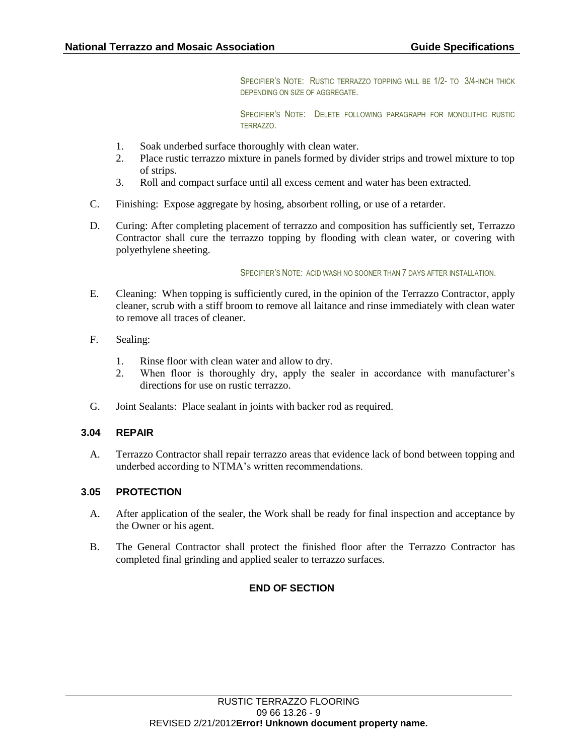SPECIFIER'S NOTE: RUSTIC TERRAZZO TOPPING WILL BE 1/2- TO 3/4-INCH THICK DEPENDING ON SIZE OF AGGREGATE.

SPECIFIER'S NOTE: DELETE FOLLOWING PARAGRAPH FOR MONOLITHIC RUSTIC TERRAZZO.

1. Soak underbed surface thoroughly with clean water.
2. Place rustic terrazzo mixture in panels formed by divider strips and trowel mixture to top of strips.
3. Roll and compact surface until all excess cement and water has been extracted.

C. Finishing: Expose aggregate by hosing, absorbent rolling, or use of a retarder.

D. Curing: After completing placement of terrazzo and composition has sufficiently set, Terrazzo Contractor shall cure the terrazzo topping by flooding with clean water, or covering with polyethylene sheeting.

SPECIFIER'S NOTE: ACID WASH NO SOONER THAN 7 DAYS AFTER INSTALLATION.

E. Cleaning: When topping is sufficiently cured, in the opinion of the Terrazzo Contractor, apply cleaner, scrub with a stiff broom to remove all laitance and rinse immediately with clean water to remove all traces of cleaner.

F. Sealing:

1. Rinse floor with clean water and allow to dry.
2. When floor is thoroughly dry, apply the sealer in accordance with manufacturer's directions for use on rustic terrazzo.

G. Joint Sealants: Place sealant in joints with backer rod as required.

### 3.04 REPAIR

A. Terrazzo Contractor shall repair terrazzo areas that evidence lack of bond between topping and underbed according to NTMA's written recommendations.

### 3.05 PROTECTION

A. After application of the sealer, the Work shall be ready for final inspection and acceptance by the Owner or his agent.

B. The General Contractor shall protect the finished floor after the Terrazzo Contractor has completed final grinding and applied sealer to terrazzo surfaces.

**END OF SECTION**